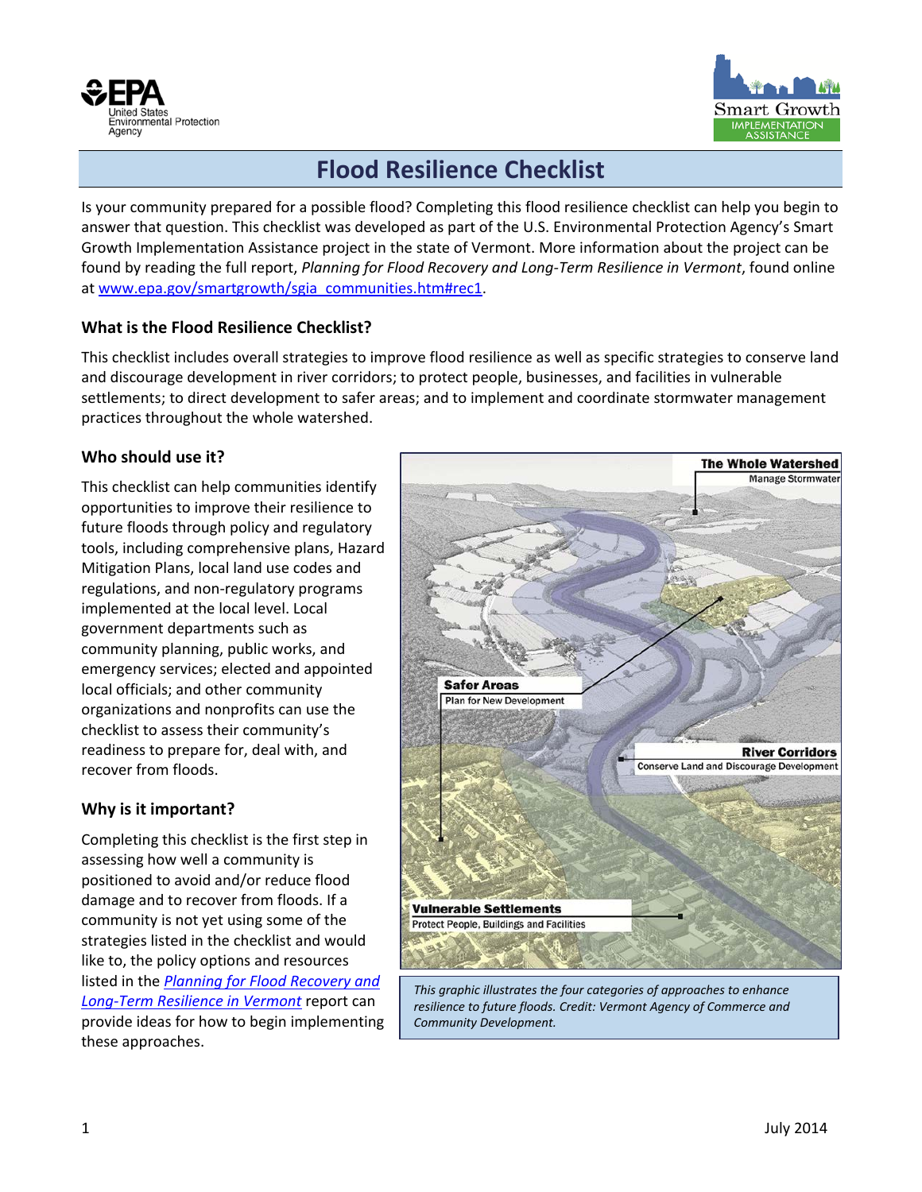# Flood Resilience Checklist

Is your community prepared for a possible flood? Completing this flood resilience checklist can help you begin to answer that question. This checklist was developed as part of the U.S. Environmental Protection Agency's Smart Growth Implementation Assistance project in the state of Vermont. More information about the project can be found by reading the full report, *Planning for Flood Recovery and Long-Term Resilience in Vermont*, found online at www.epa.gov/smartgrowth/sgia_communities.htm#rec1.

### What is the Flood Resilience Checklist?

This checklist includes overall strategies to improve flood resilience as well as specific strategies to conserve land and discourage development in river corridors; to protect people, businesses, and facilities in vulnerable settlements; to direct development to safer areas; and to implement and coordinate stormwater management practices throughout the whole watershed.

### Who should use it?

This checklist can help communities identify opportunities to improve their resilience to future floods through policy and regulatory tools, including comprehensive plans, Hazard Mitigation Plans, local land use codes and regulations, and non-regulatory programs implemented at the local level. Local government departments such as community planning, public works, and emergency services; elected and appointed local officials; and other community organizations and nonprofits can use the checklist to assess their community's readiness to prepare for, deal with, and recover from floods.

### Why is it important?

Completing this checklist is the first step in assessing how well a community is positioned to avoid and/or reduce flood damage and to recover from floods. If a community is not yet using some of the strategies listed in the checklist and would like to, the policy options and resources listed in the *Planning for Flood Recovery and Long-Term Resilience in Vermont* report can provide ideas for how to begin implementing these approaches.

*This graphic illustrates the four categories of approaches to enhance resilience to future floods. Credit: Vermont Agency of Commerce and Community Development.*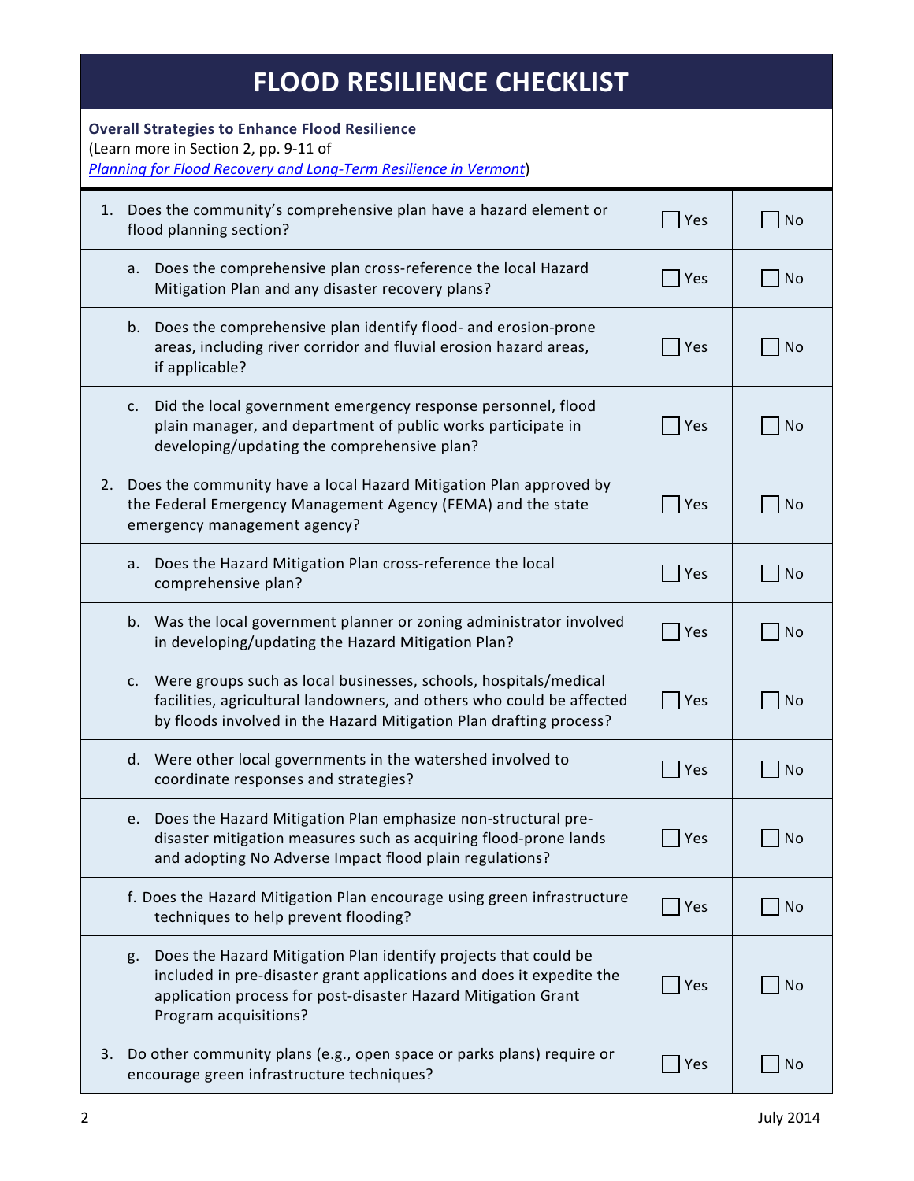# FLOOD RESILIENCE CHECKLIST

**Overall Strategies to Enhance Flood Resilience**
(Learn more in Section 2, pp. 9-11 of *Planning for Flood Recovery and Long-Term Resilience in Vermont*)

| Question | Yes | No |
|---|---|---|
| 1. Does the community's comprehensive plan have a hazard element or flood planning section? | ☐ Yes | ☐ No |
| a. Does the comprehensive plan cross-reference the local Hazard Mitigation Plan and any disaster recovery plans? | ☐ Yes | ☐ No |
| b. Does the comprehensive plan identify flood- and erosion-prone areas, including river corridor and fluvial erosion hazard areas, if applicable? | ☐ Yes | ☐ No |
| c. Did the local government emergency response personnel, flood plain manager, and department of public works participate in developing/updating the comprehensive plan? | ☐ Yes | ☐ No |
| 2. Does the community have a local Hazard Mitigation Plan approved by the Federal Emergency Management Agency (FEMA) and the state emergency management agency? | ☐ Yes | ☐ No |
| a. Does the Hazard Mitigation Plan cross-reference the local comprehensive plan? | ☐ Yes | ☐ No |
| b. Was the local government planner or zoning administrator involved in developing/updating the Hazard Mitigation Plan? | ☐ Yes | ☐ No |
| c. Were groups such as local businesses, schools, hospitals/medical facilities, agricultural landowners, and others who could be affected by floods involved in the Hazard Mitigation Plan drafting process? | ☐ Yes | ☐ No |
| d. Were other local governments in the watershed involved to coordinate responses and strategies? | ☐ Yes | ☐ No |
| e. Does the Hazard Mitigation Plan emphasize non-structural pre-disaster mitigation measures such as acquiring flood-prone lands and adopting No Adverse Impact flood plain regulations? | ☐ Yes | ☐ No |
| f. Does the Hazard Mitigation Plan encourage using green infrastructure techniques to help prevent flooding? | ☐ Yes | ☐ No |
| g. Does the Hazard Mitigation Plan identify projects that could be included in pre-disaster grant applications and does it expedite the application process for post-disaster Hazard Mitigation Grant Program acquisitions? | ☐ Yes | ☐ No |
| 3. Do other community plans (e.g., open space or parks plans) require or encourage green infrastructure techniques? | ☐ Yes | ☐ No |

July 2014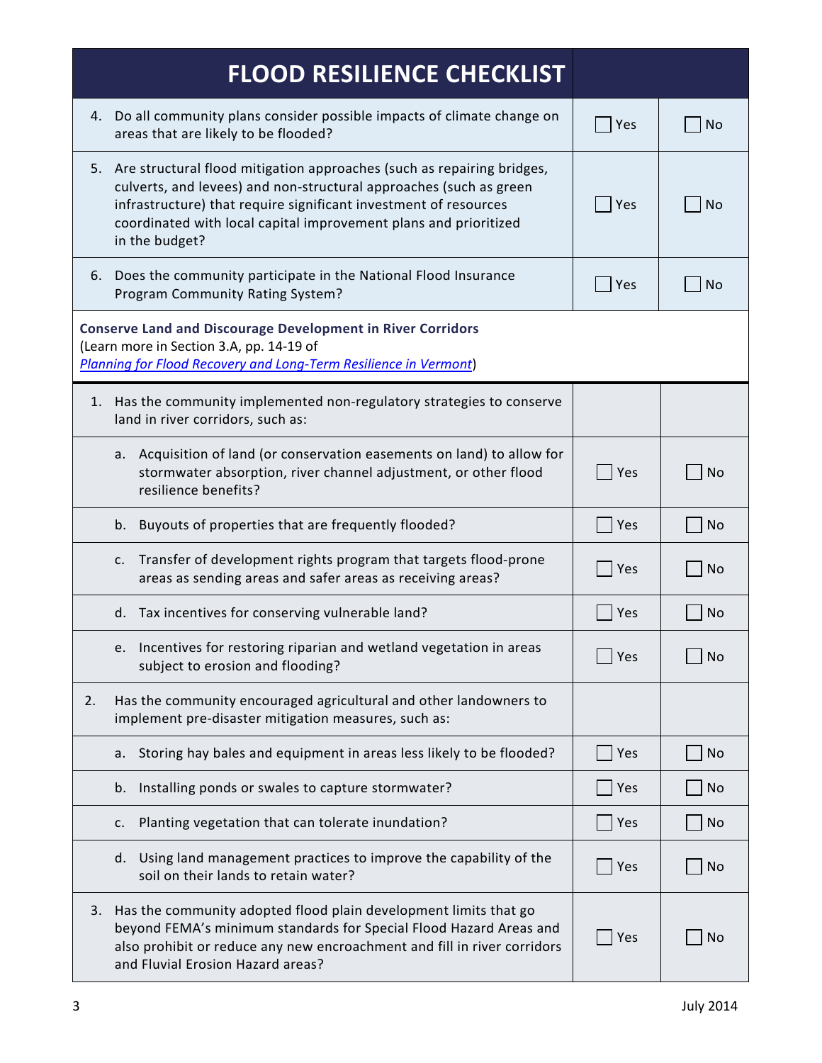| FLOOD RESILIENCE CHECKLIST | | |
|---|---|---|
| 4. Do all community plans consider possible impacts of climate change on areas that are likely to be flooded? | ☐ Yes | ☐ No |
| 5. Are structural flood mitigation approaches (such as repairing bridges, culverts, and levees) and non-structural approaches (such as green infrastructure) that require significant investment of resources coordinated with local capital improvement plans and prioritized in the budget? | ☐ Yes | ☐ No |
| 6. Does the community participate in the National Flood Insurance Program Community Rating System? | ☐ Yes | ☐ No |

**Conserve Land and Discourage Development in River Corridors**
(Learn more in Section 3.A, pp. 14-19 of
[*Planning for Flood Recovery and Long-Term Resilience in Vermont*])

| Question | Yes | No |
|---|---|---|
| 1. Has the community implemented non-regulatory strategies to conserve land in river corridors, such as: | | |
| a. Acquisition of land (or conservation easements on land) to allow for stormwater absorption, river channel adjustment, or other flood resilience benefits? | ☐ Yes | ☐ No |
| b. Buyouts of properties that are frequently flooded? | ☐ Yes | ☐ No |
| c. Transfer of development rights program that targets flood-prone areas as sending areas and safer areas as receiving areas? | ☐ Yes | ☐ No |
| d. Tax incentives for conserving vulnerable land? | ☐ Yes | ☐ No |
| e. Incentives for restoring riparian and wetland vegetation in areas subject to erosion and flooding? | ☐ Yes | ☐ No |
| 2. Has the community encouraged agricultural and other landowners to implement pre-disaster mitigation measures, such as: | | |
| a. Storing hay bales and equipment in areas less likely to be flooded? | ☐ Yes | ☐ No |
| b. Installing ponds or swales to capture stormwater? | ☐ Yes | ☐ No |
| c. Planting vegetation that can tolerate inundation? | ☐ Yes | ☐ No |
| d. Using land management practices to improve the capability of the soil on their lands to retain water? | ☐ Yes | ☐ No |
| 3. Has the community adopted flood plain development limits that go beyond FEMA's minimum standards for Special Flood Hazard Areas and also prohibit or reduce any new encroachment and fill in river corridors and Fluvial Erosion Hazard areas? | ☐ Yes | ☐ No |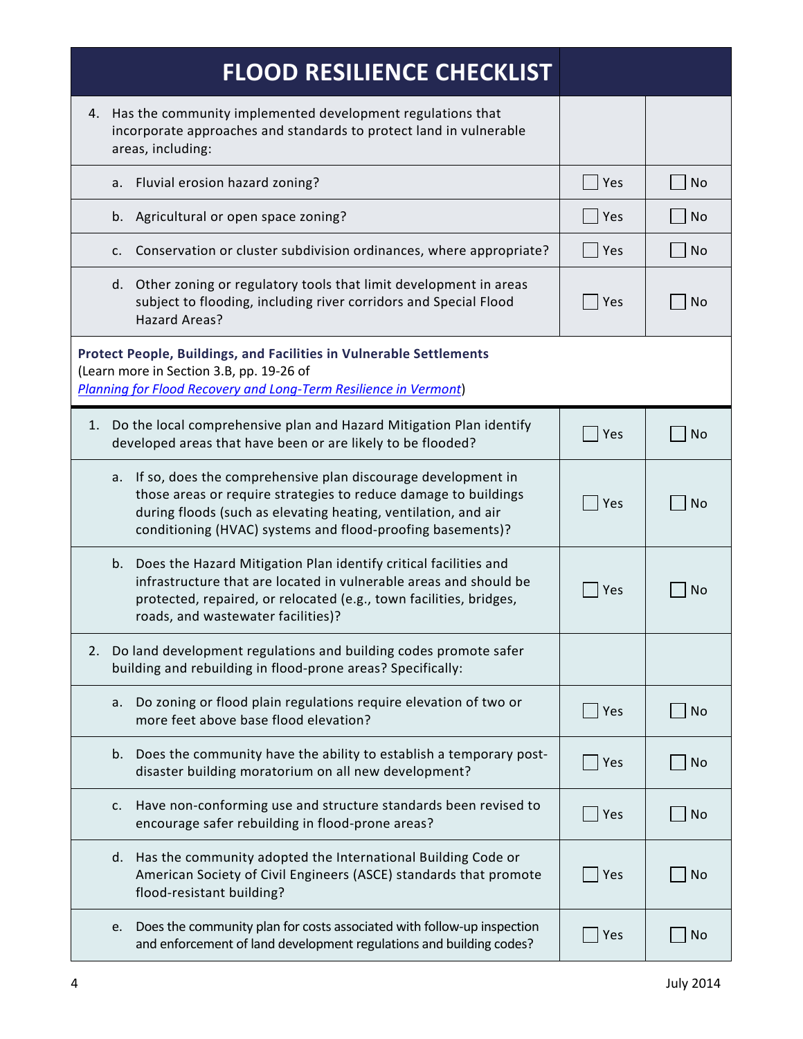| FLOOD RESILIENCE CHECKLIST | | |
|---|---|---|
| 4. Has the community implemented development regulations that incorporate approaches and standards to protect land in vulnerable areas, including: | | |
| a. Fluvial erosion hazard zoning? | ☐ Yes | ☐ No |
| b. Agricultural or open space zoning? | ☐ Yes | ☐ No |
| c. Conservation or cluster subdivision ordinances, where appropriate? | ☐ Yes | ☐ No |
| d. Other zoning or regulatory tools that limit development in areas subject to flooding, including river corridors and Special Flood Hazard Areas? | ☐ Yes | ☐ No |

**Protect People, Buildings, and Facilities in Vulnerable Settlements**
(Learn more in Section 3.B, pp. 19-26 of *Planning for Flood Recovery and Long-Term Resilience in Vermont*)

| | | |
|---|---|---|
| 1. Do the local comprehensive plan and Hazard Mitigation Plan identify developed areas that have been or are likely to be flooded? | ☐ Yes | ☐ No |
| a. If so, does the comprehensive plan discourage development in those areas or require strategies to reduce damage to buildings during floods (such as elevating heating, ventilation, and air conditioning (HVAC) systems and flood-proofing basements)? | ☐ Yes | ☐ No |
| b. Does the Hazard Mitigation Plan identify critical facilities and infrastructure that are located in vulnerable areas and should be protected, repaired, or relocated (e.g., town facilities, bridges, roads, and wastewater facilities)? | ☐ Yes | ☐ No |
| 2. Do land development regulations and building codes promote safer building and rebuilding in flood-prone areas? Specifically: | | |
| a. Do zoning or flood plain regulations require elevation of two or more feet above base flood elevation? | ☐ Yes | ☐ No |
| b. Does the community have the ability to establish a temporary post-disaster building moratorium on all new development? | ☐ Yes | ☐ No |
| c. Have non-conforming use and structure standards been revised to encourage safer rebuilding in flood-prone areas? | ☐ Yes | ☐ No |
| d. Has the community adopted the International Building Code or American Society of Civil Engineers (ASCE) standards that promote flood-resistant building? | ☐ Yes | ☐ No |
| e. Does the community plan for costs associated with follow-up inspection and enforcement of land development regulations and building codes? | ☐ Yes | ☐ No |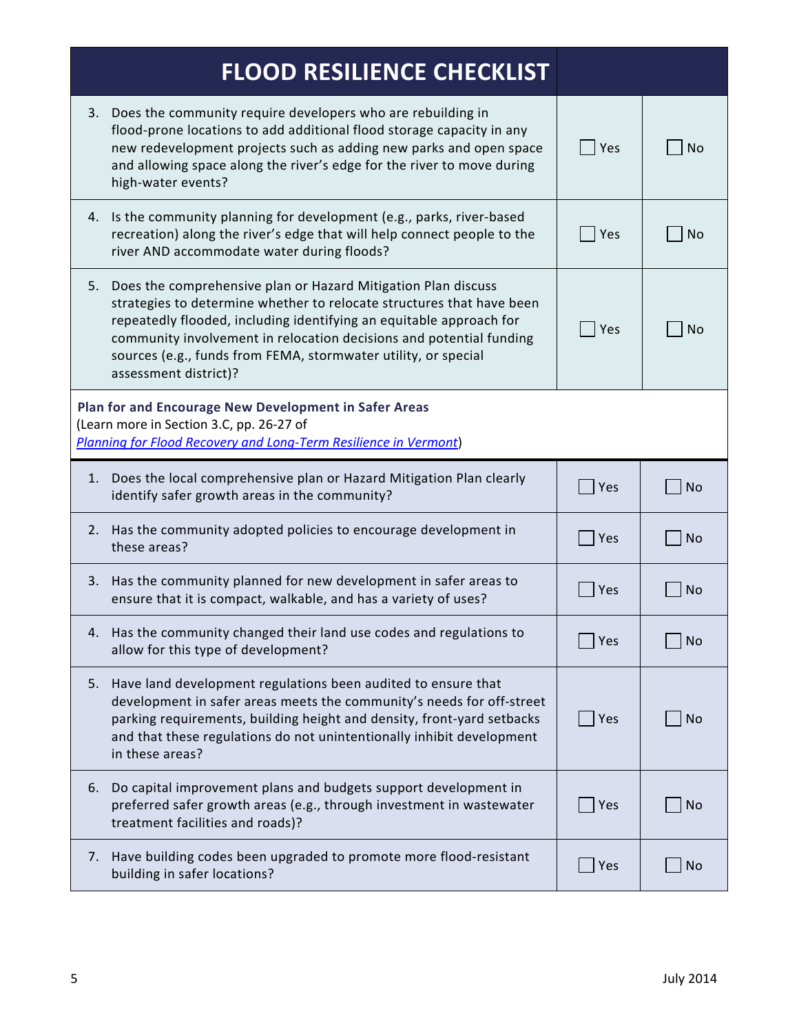# FLOOD RESILIENCE CHECKLIST

| | | |
|---|---|---|
| 3. Does the community require developers who are rebuilding in flood-prone locations to add additional flood storage capacity in any new redevelopment projects such as adding new parks and open space and allowing space along the river's edge for the river to move during high-water events? | ☐ Yes | ☐ No |
| 4. Is the community planning for development (e.g., parks, river-based recreation) along the river's edge that will help connect people to the river AND accommodate water during floods? | ☐ Yes | ☐ No |
| 5. Does the comprehensive plan or Hazard Mitigation Plan discuss strategies to determine whether to relocate structures that have been repeatedly flooded, including identifying an equitable approach for community involvement in relocation decisions and potential funding sources (e.g., funds from FEMA, stormwater utility, or special assessment district)? | ☐ Yes | ☐ No |

**Plan for and Encourage New Development in Safer Areas**
(Learn more in Section 3.C, pp. 26-27 of
*Planning for Flood Recovery and Long-Term Resilience in Vermont*)

| | | |
|---|---|---|
| 1. Does the local comprehensive plan or Hazard Mitigation Plan clearly identify safer growth areas in the community? | ☐ Yes | ☐ No |
| 2. Has the community adopted policies to encourage development in these areas? | ☐ Yes | ☐ No |
| 3. Has the community planned for new development in safer areas to ensure that it is compact, walkable, and has a variety of uses? | ☐ Yes | ☐ No |
| 4. Has the community changed their land use codes and regulations to allow for this type of development? | ☐ Yes | ☐ No |
| 5. Have land development regulations been audited to ensure that development in safer areas meets the community's needs for off-street parking requirements, building height and density, front-yard setbacks and that these regulations do not unintentionally inhibit development in these areas? | ☐ Yes | ☐ No |
| 6. Do capital improvement plans and budgets support development in preferred safer growth areas (e.g., through investment in wastewater treatment facilities and roads)? | ☐ Yes | ☐ No |
| 7. Have building codes been upgraded to promote more flood-resistant building in safer locations? | ☐ Yes | ☐ No |

July 2014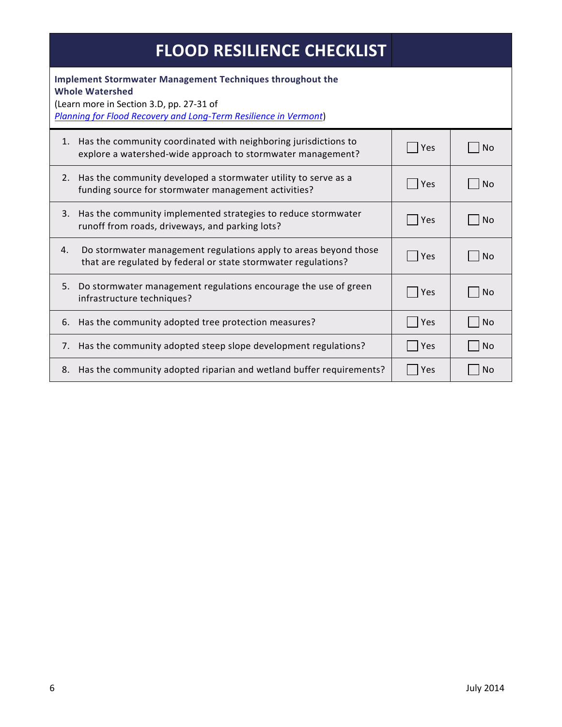# FLOOD RESILIENCE CHECKLIST

**Implement Stormwater Management Techniques throughout the Whole Watershed**
(Learn more in Section 3.D, pp. 27-31 of *Planning for Flood Recovery and Long-Term Resilience in Vermont*)

| | | |
|---|---|---|
| 1. Has the community coordinated with neighboring jurisdictions to explore a watershed-wide approach to stormwater management? | ☐ Yes | ☐ No |
| 2. Has the community developed a stormwater utility to serve as a funding source for stormwater management activities? | ☐ Yes | ☐ No |
| 3. Has the community implemented strategies to reduce stormwater runoff from roads, driveways, and parking lots? | ☐ Yes | ☐ No |
| 4. Do stormwater management regulations apply to areas beyond those that are regulated by federal or state stormwater regulations? | ☐ Yes | ☐ No |
| 5. Do stormwater management regulations encourage the use of green infrastructure techniques? | ☐ Yes | ☐ No |
| 6. Has the community adopted tree protection measures? | ☐ Yes | ☐ No |
| 7. Has the community adopted steep slope development regulations? | ☐ Yes | ☐ No |
| 8. Has the community adopted riparian and wetland buffer requirements? | ☐ Yes | ☐ No |

July 2014